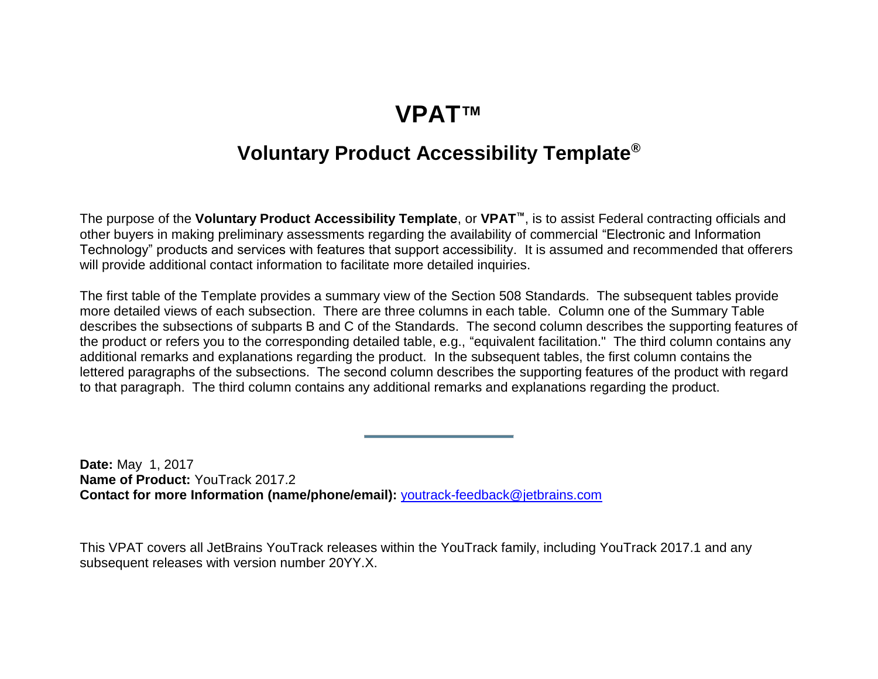# VPAT™

## Voluntary Product Accessibility Template®

The purpose of the **Voluntary Product Accessibility Template**, or **VPAT™**, is to assist Federal contracting officials and other buyers in making preliminary assessments regarding the availability of commercial "Electronic and Information Technology" products and services with features that support accessibility. It is assumed and recommended that offerers will provide additional contact information to facilitate more detailed inquiries.

The first table of the Template provides a summary view of the Section 508 Standards. The subsequent tables provide more detailed views of each subsection. There are three columns in each table. Column one of the Summary Table describes the subsections of subparts B and C of the Standards. The second column describes the supporting features of the product or refers you to the corresponding detailed table, e.g., "equivalent facilitation." The third column contains any additional remarks and explanations regarding the product. In the subsequent tables, the first column contains the lettered paragraphs of the subsections. The second column describes the supporting features of the product with regard to that paragraph. The third column contains any additional remarks and explanations regarding the product.

---

**Date:** May 1, 2017
**Name of Product:** YouTrack 2017.2
**Contact for more Information (name/phone/email):** youtrack-feedback@jetbrains.com

This VPAT covers all JetBrains YouTrack releases within the YouTrack family, including YouTrack 2017.1 and any subsequent releases with version number 20YY.X.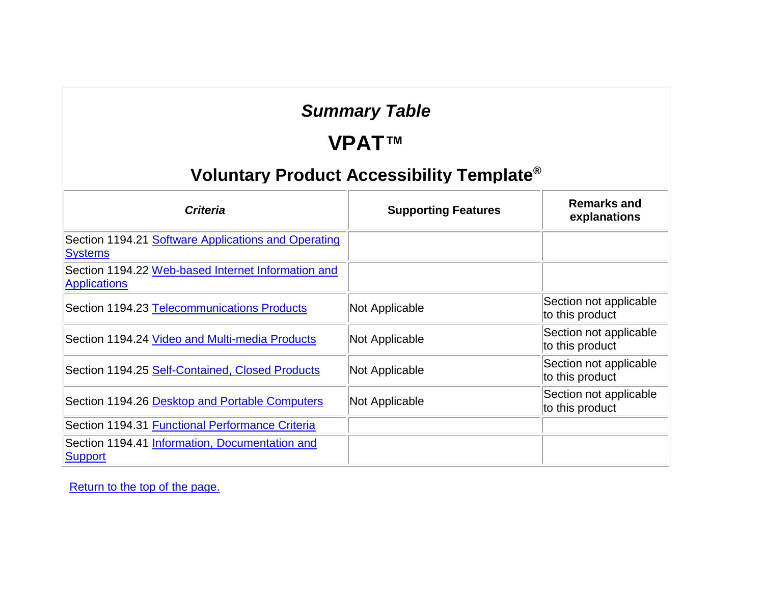## *Summary Table*

# VPAT™

## Voluntary Product Accessibility Template®

| *Criteria* | Supporting Features | Remarks and explanations |
| --- | --- | --- |
| Section 1194.21 Software Applications and Operating Systems | | |
| Section 1194.22 Web-based Internet Information and Applications | | |
| Section 1194.23 Telecommunications Products | Not Applicable | Section not applicable to this product |
| Section 1194.24 Video and Multi-media Products | Not Applicable | Section not applicable to this product |
| Section 1194.25 Self-Contained, Closed Products | Not Applicable | Section not applicable to this product |
| Section 1194.26 Desktop and Portable Computers | Not Applicable | Section not applicable to this product |
| Section 1194.31 Functional Performance Criteria | | |
| Section 1194.41 Information, Documentation and Support | | |

Return to the top of the page.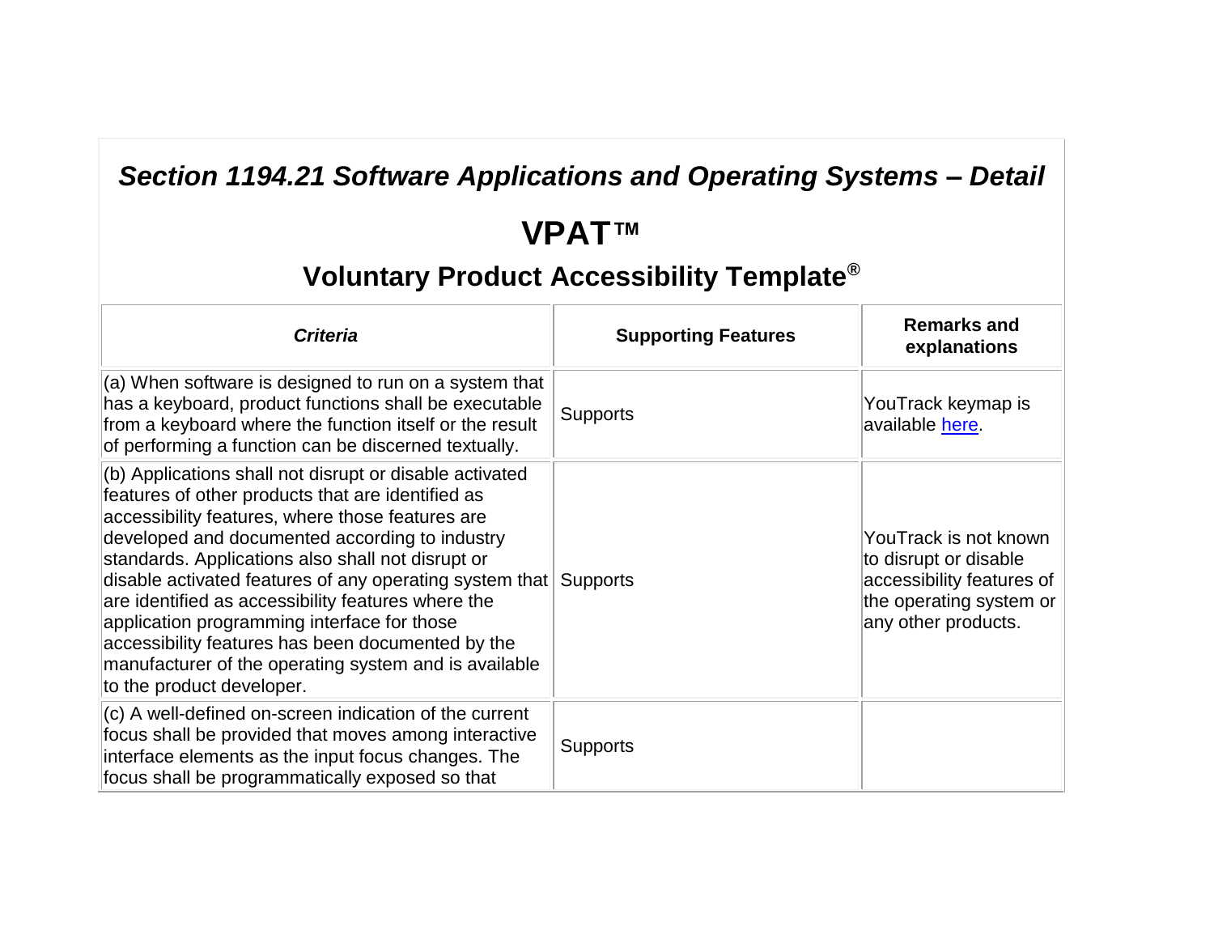## *Section 1194.21 Software Applications and Operating Systems – Detail*

## VPAT™

### Voluntary Product Accessibility Template®

| *Criteria* | Supporting Features | Remarks and explanations |
| --- | --- | --- |
| (a) When software is designed to run on a system that has a keyboard, product functions shall be executable from a keyboard where the function itself or the result of performing a function can be discerned textually. | Supports | YouTrack keymap is available here. |
| (b) Applications shall not disrupt or disable activated features of other products that are identified as accessibility features, where those features are developed and documented according to industry standards. Applications also shall not disrupt or disable activated features of any operating system that are identified as accessibility features where the application programming interface for those accessibility features has been documented by the manufacturer of the operating system and is available to the product developer. | Supports | YouTrack is not known to disrupt or disable accessibility features of the operating system or any other products. |
| (c) A well-defined on-screen indication of the current focus shall be provided that moves among interactive interface elements as the input focus changes. The focus shall be programmatically exposed so that | Supports | |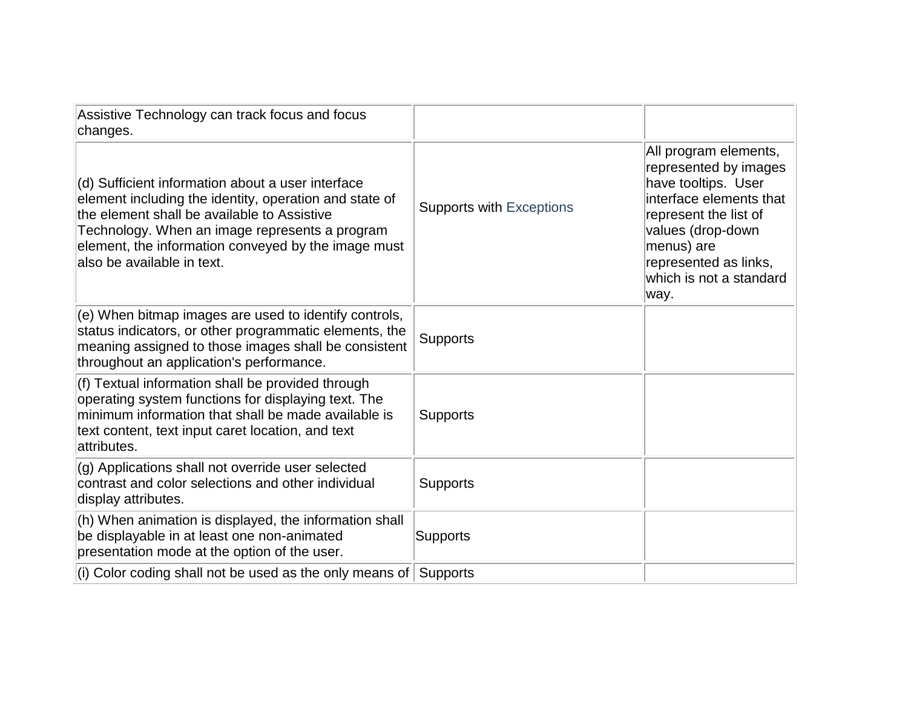| | | |
|---|---|---|
| Assistive Technology can track focus and focus changes. | | |
| (d) Sufficient information about a user interface element including the identity, operation and state of the element shall be available to Assistive Technology. When an image represents a program element, the information conveyed by the image must also be available in text. | Supports with Exceptions | All program elements, represented by images have tooltips. User interface elements that represent the list of values (drop-down menus) are represented as links, which is not a standard way. |
| (e) When bitmap images are used to identify controls, status indicators, or other programmatic elements, the meaning assigned to those images shall be consistent throughout an application's performance. | Supports | |
| (f) Textual information shall be provided through operating system functions for displaying text. The minimum information that shall be made available is text content, text input caret location, and text attributes. | Supports | |
| (g) Applications shall not override user selected contrast and color selections and other individual display attributes. | Supports | |
| (h) When animation is displayed, the information shall be displayable in at least one non-animated presentation mode at the option of the user. | Supports | |
| (i) Color coding shall not be used as the only means of | Supports | |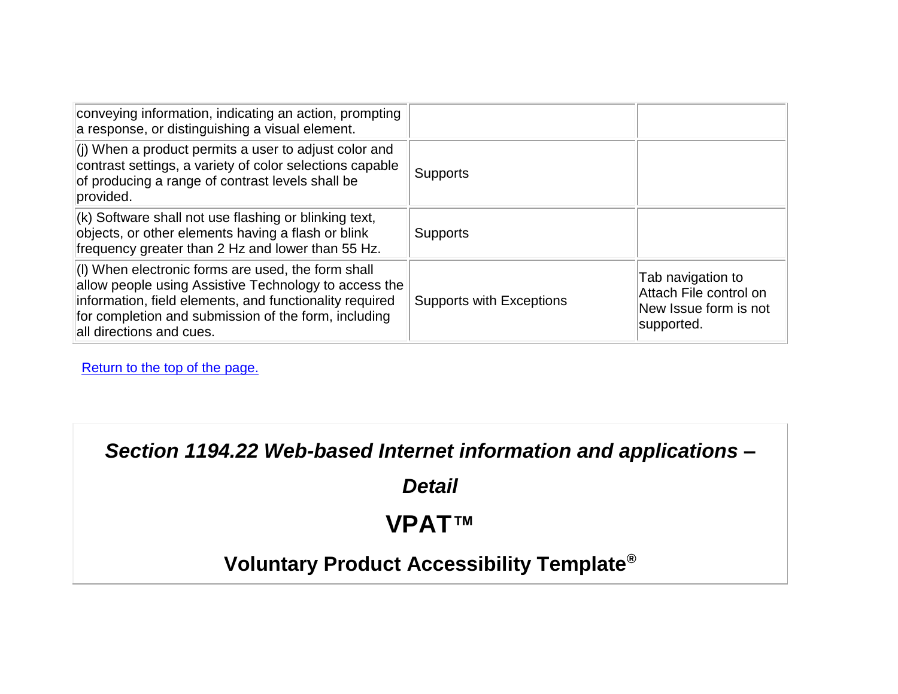| | | |
|---|---|---|
| conveying information, indicating an action, prompting a response, or distinguishing a visual element. | | |
| (j) When a product permits a user to adjust color and contrast settings, a variety of color selections capable of producing a range of contrast levels shall be provided. | Supports | |
| (k) Software shall not use flashing or blinking text, objects, or other elements having a flash or blink frequency greater than 2 Hz and lower than 55 Hz. | Supports | |
| (l) When electronic forms are used, the form shall allow people using Assistive Technology to access the information, field elements, and functionality required for completion and submission of the form, including all directions and cues. | Supports with Exceptions | Tab navigation to Attach File control on New Issue form is not supported. |

[Return to the top of the page.]

## *Section 1194.22 Web-based Internet information and applications – Detail*

## VPAT™

## Voluntary Product Accessibility Template®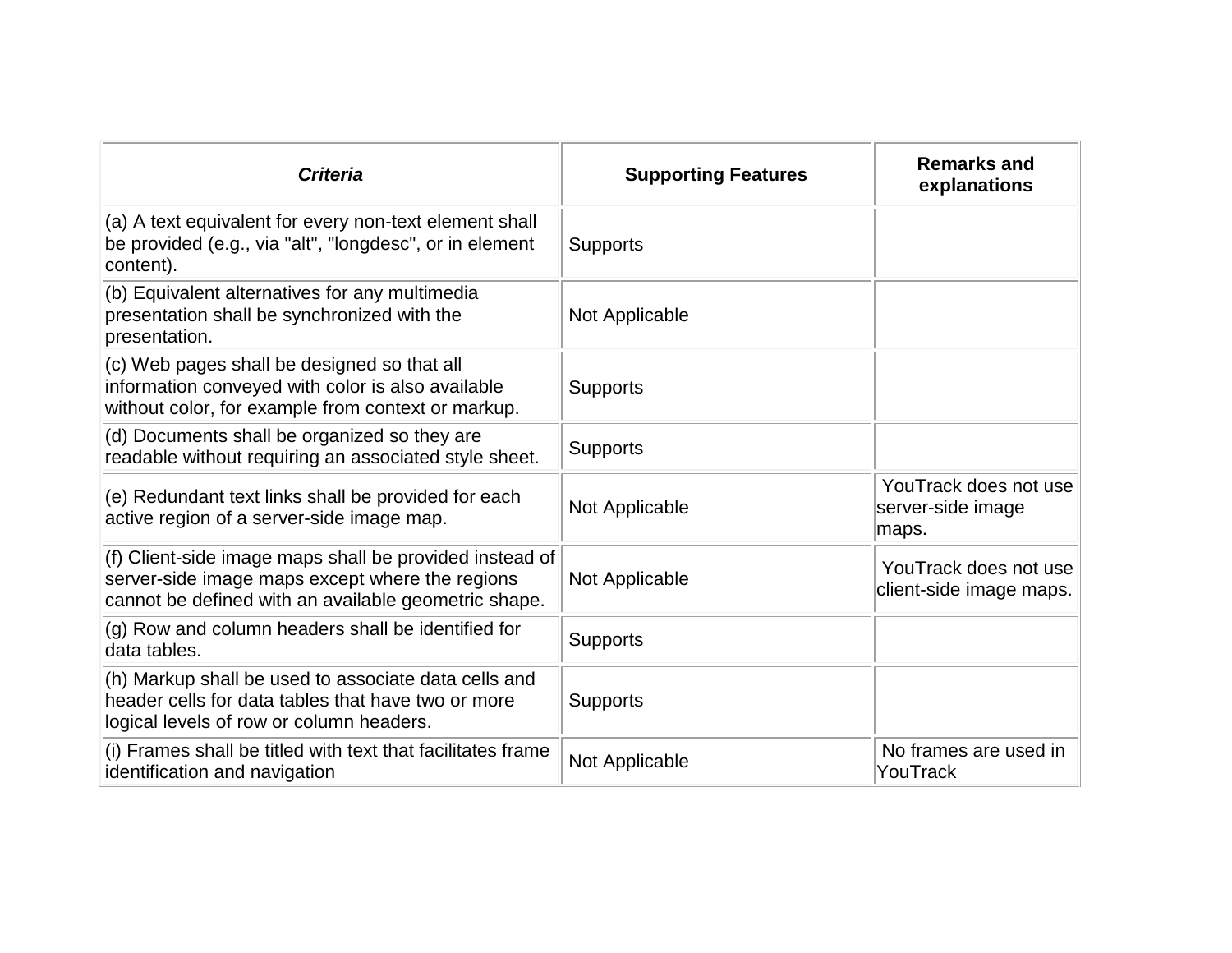| *Criteria* | Supporting Features | Remarks and explanations |
|---|---|---|
| (a) A text equivalent for every non-text element shall be provided (e.g., via "alt", "longdesc", or in element content). | Supports | |
| (b) Equivalent alternatives for any multimedia presentation shall be synchronized with the presentation. | Not Applicable | |
| (c) Web pages shall be designed so that all information conveyed with color is also available without color, for example from context or markup. | Supports | |
| (d) Documents shall be organized so they are readable without requiring an associated style sheet. | Supports | |
| (e) Redundant text links shall be provided for each active region of a server-side image map. | Not Applicable | YouTrack does not use server-side image maps. |
| (f) Client-side image maps shall be provided instead of server-side image maps except where the regions cannot be defined with an available geometric shape. | Not Applicable | YouTrack does not use client-side image maps. |
| (g) Row and column headers shall be identified for data tables. | Supports | |
| (h) Markup shall be used to associate data cells and header cells for data tables that have two or more logical levels of row or column headers. | Supports | |
| (i) Frames shall be titled with text that facilitates frame identification and navigation | Not Applicable | No frames are used in YouTrack |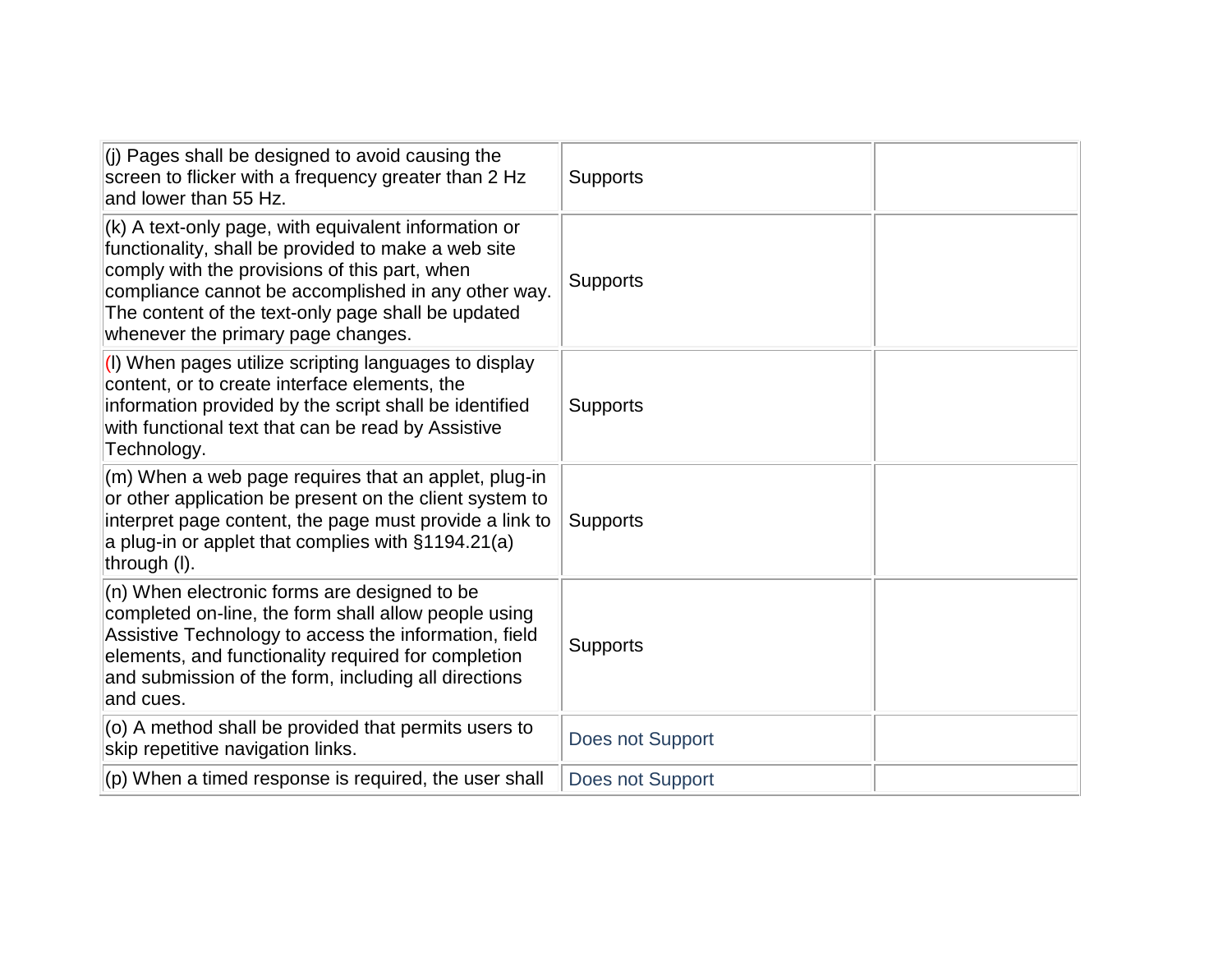| | | |
|---|---|---|
| (j) Pages shall be designed to avoid causing the screen to flicker with a frequency greater than 2 Hz and lower than 55 Hz. | Supports | |
| (k) A text-only page, with equivalent information or functionality, shall be provided to make a web site comply with the provisions of this part, when compliance cannot be accomplished in any other way. The content of the text-only page shall be updated whenever the primary page changes. | Supports | |
| (l) When pages utilize scripting languages to display content, or to create interface elements, the information provided by the script shall be identified with functional text that can be read by Assistive Technology. | Supports | |
| (m) When a web page requires that an applet, plug-in or other application be present on the client system to interpret page content, the page must provide a link to a plug-in or applet that complies with §1194.21(a) through (l). | Supports | |
| (n) When electronic forms are designed to be completed on-line, the form shall allow people using Assistive Technology to access the information, field elements, and functionality required for completion and submission of the form, including all directions and cues. | Supports | |
| (o) A method shall be provided that permits users to skip repetitive navigation links. | Does not Support | |
| (p) When a timed response is required, the user shall | Does not Support | |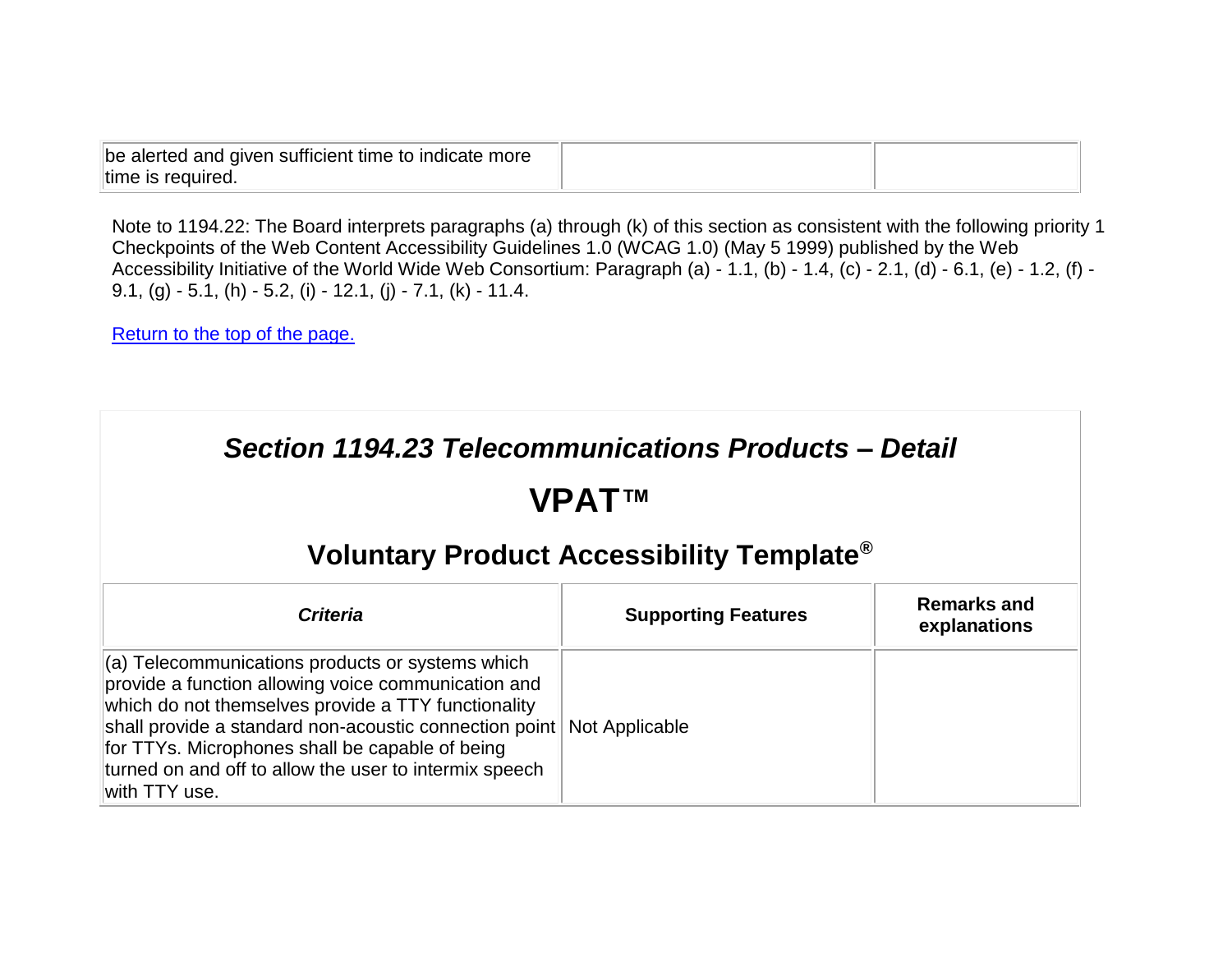| | | |
|---|---|---|
| be alerted and given sufficient time to indicate more time is required. | | |

Note to 1194.22: The Board interprets paragraphs (a) through (k) of this section as consistent with the following priority 1 Checkpoints of the Web Content Accessibility Guidelines 1.0 (WCAG 1.0) (May 5 1999) published by the Web Accessibility Initiative of the World Wide Web Consortium: Paragraph (a) - 1.1, (b) - 1.4, (c) - 2.1, (d) - 6.1, (e) - 1.2, (f) - 9.1, (g) - 5.1, (h) - 5.2, (i) - 12.1, (j) - 7.1, (k) - 11.4.

Return to the top of the page.

## *Section 1194.23 Telecommunications Products – Detail*

# VPAT™

## Voluntary Product Accessibility Template®

| *Criteria* | Supporting Features | Remarks and explanations |
|---|---|---|
| (a) Telecommunications products or systems which provide a function allowing voice communication and which do not themselves provide a TTY functionality shall provide a standard non-acoustic connection point for TTYs. Microphones shall be capable of being turned on and off to allow the user to intermix speech with TTY use. | Not Applicable | |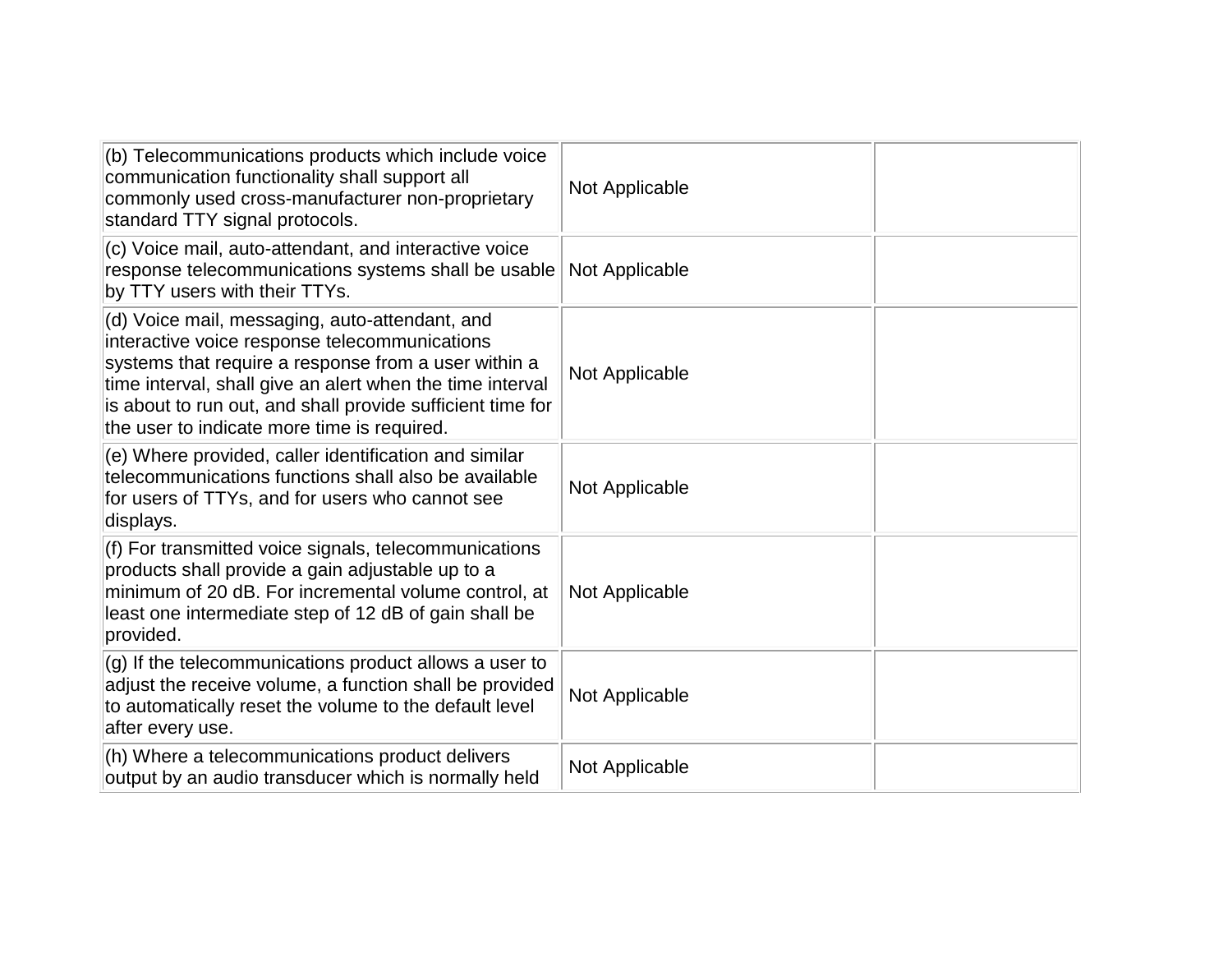| | | |
|---|---|---|
| (b) Telecommunications products which include voice communication functionality shall support all commonly used cross-manufacturer non-proprietary standard TTY signal protocols. | Not Applicable | |
| (c) Voice mail, auto-attendant, and interactive voice response telecommunications systems shall be usable by TTY users with their TTYs. | Not Applicable | |
| (d) Voice mail, messaging, auto-attendant, and interactive voice response telecommunications systems that require a response from a user within a time interval, shall give an alert when the time interval is about to run out, and shall provide sufficient time for the user to indicate more time is required. | Not Applicable | |
| (e) Where provided, caller identification and similar telecommunications functions shall also be available for users of TTYs, and for users who cannot see displays. | Not Applicable | |
| (f) For transmitted voice signals, telecommunications products shall provide a gain adjustable up to a minimum of 20 dB. For incremental volume control, at least one intermediate step of 12 dB of gain shall be provided. | Not Applicable | |
| (g) If the telecommunications product allows a user to adjust the receive volume, a function shall be provided to automatically reset the volume to the default level after every use. | Not Applicable | |
| (h) Where a telecommunications product delivers output by an audio transducer which is normally held | Not Applicable | |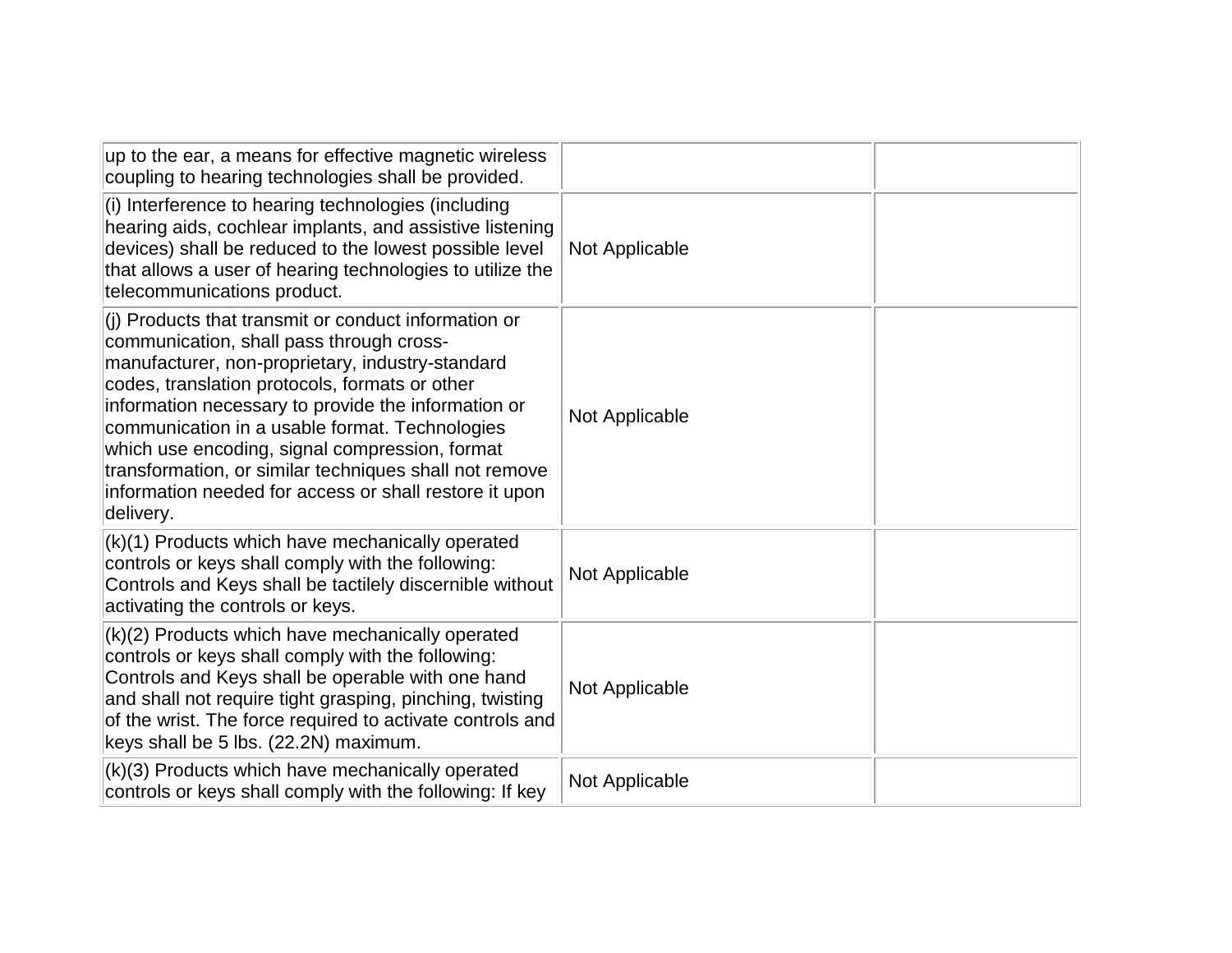| | | |
|---|---|---|
| up to the ear, a means for effective magnetic wireless coupling to hearing technologies shall be provided. | | |
| (i) Interference to hearing technologies (including hearing aids, cochlear implants, and assistive listening devices) shall be reduced to the lowest possible level that allows a user of hearing technologies to utilize the telecommunications product. | Not Applicable | |
| (j) Products that transmit or conduct information or communication, shall pass through cross-manufacturer, non-proprietary, industry-standard codes, translation protocols, formats or other information necessary to provide the information or communication in a usable format. Technologies which use encoding, signal compression, format transformation, or similar techniques shall not remove information needed for access or shall restore it upon delivery. | Not Applicable | |
| (k)(1) Products which have mechanically operated controls or keys shall comply with the following: Controls and Keys shall be tactilely discernible without activating the controls or keys. | Not Applicable | |
| (k)(2) Products which have mechanically operated controls or keys shall comply with the following: Controls and Keys shall be operable with one hand and shall not require tight grasping, pinching, twisting of the wrist. The force required to activate controls and keys shall be 5 lbs. (22.2N) maximum. | Not Applicable | |
| (k)(3) Products which have mechanically operated controls or keys shall comply with the following: If key | Not Applicable | |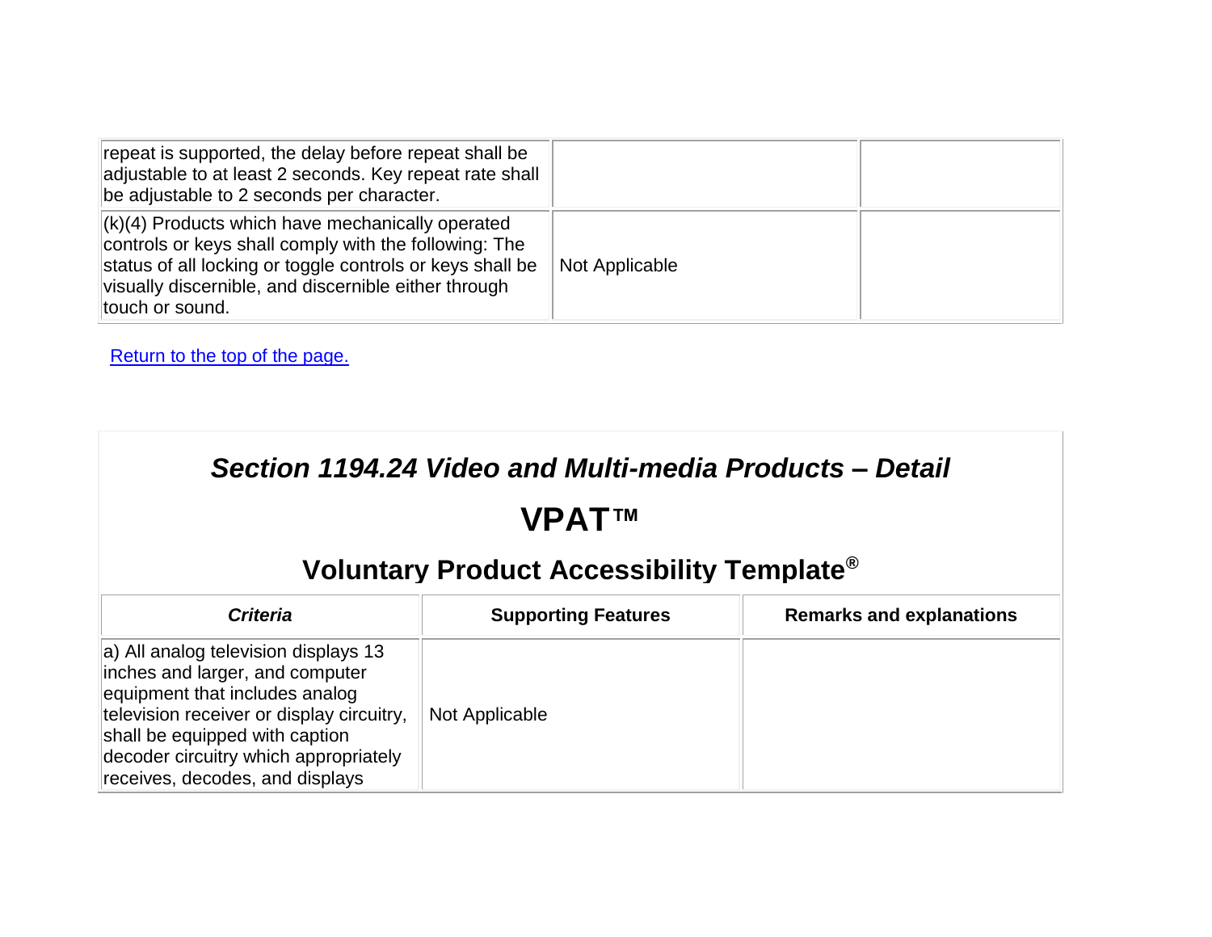| | | |
|---|---|---|
| repeat is supported, the delay before repeat shall be adjustable to at least 2 seconds. Key repeat rate shall be adjustable to 2 seconds per character. | | |
| (k)(4) Products which have mechanically operated controls or keys shall comply with the following: The status of all locking or toggle controls or keys shall be visually discernible, and discernible either through touch or sound. | Not Applicable | |

Return to the top of the page.

## *Section 1194.24 Video and Multi-media Products – Detail*

## VPAT™

## Voluntary Product Accessibility Template®

| *Criteria* | Supporting Features | Remarks and explanations |
|---|---|---|
| a) All analog television displays 13 inches and larger, and computer equipment that includes analog television receiver or display circuitry, shall be equipped with caption decoder circuitry which appropriately receives, decodes, and displays | Not Applicable | |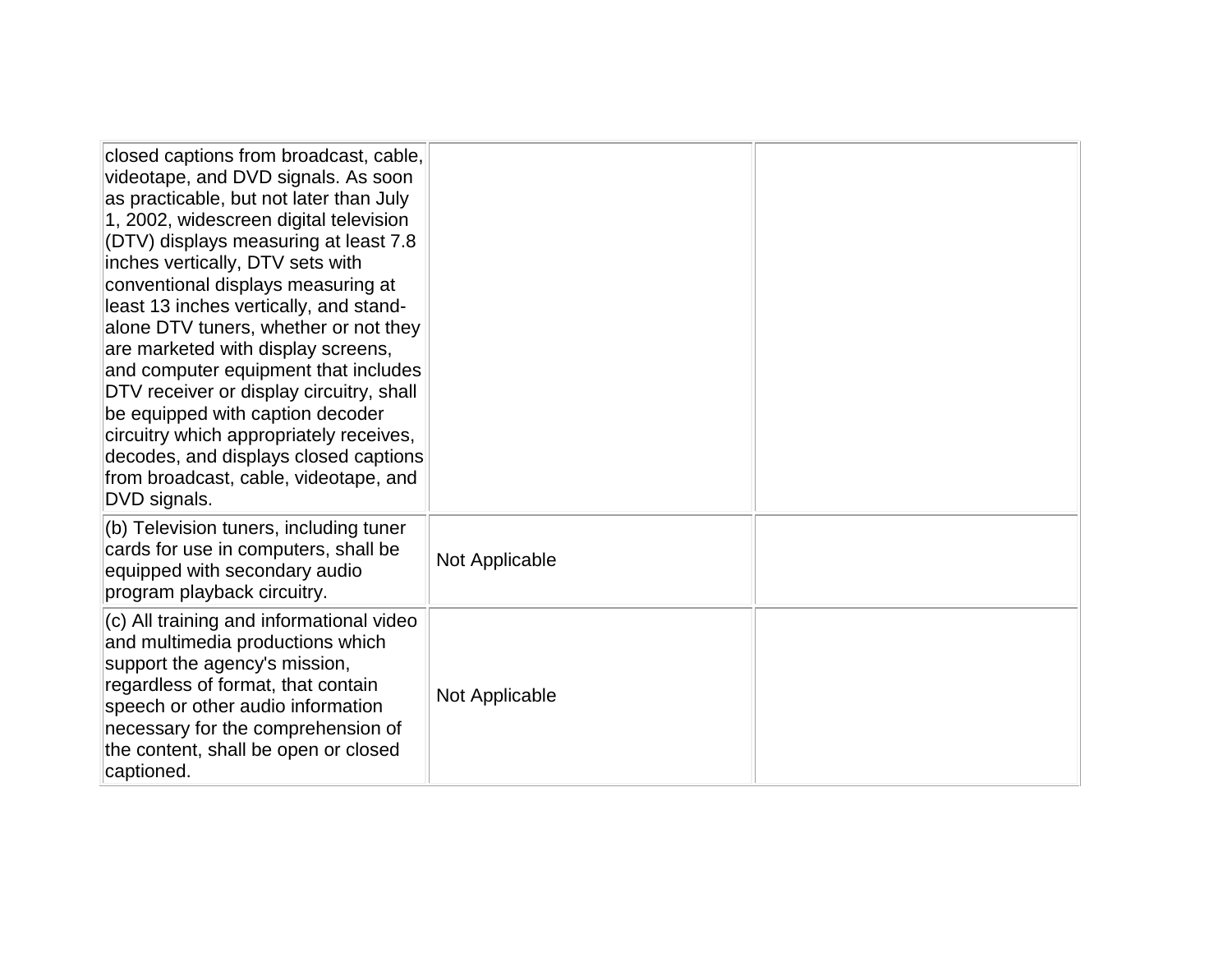| | | |
|---|---|---|
| closed captions from broadcast, cable, videotape, and DVD signals. As soon as practicable, but not later than July 1, 2002, widescreen digital television (DTV) displays measuring at least 7.8 inches vertically, DTV sets with conventional displays measuring at least 13 inches vertically, and stand-alone DTV tuners, whether or not they are marketed with display screens, and computer equipment that includes DTV receiver or display circuitry, shall be equipped with caption decoder circuitry which appropriately receives, decodes, and displays closed captions from broadcast, cable, videotape, and DVD signals. | | |
| (b) Television tuners, including tuner cards for use in computers, shall be equipped with secondary audio program playback circuitry. | Not Applicable | |
| (c) All training and informational video and multimedia productions which support the agency's mission, regardless of format, that contain speech or other audio information necessary for the comprehension of the content, shall be open or closed captioned. | Not Applicable | |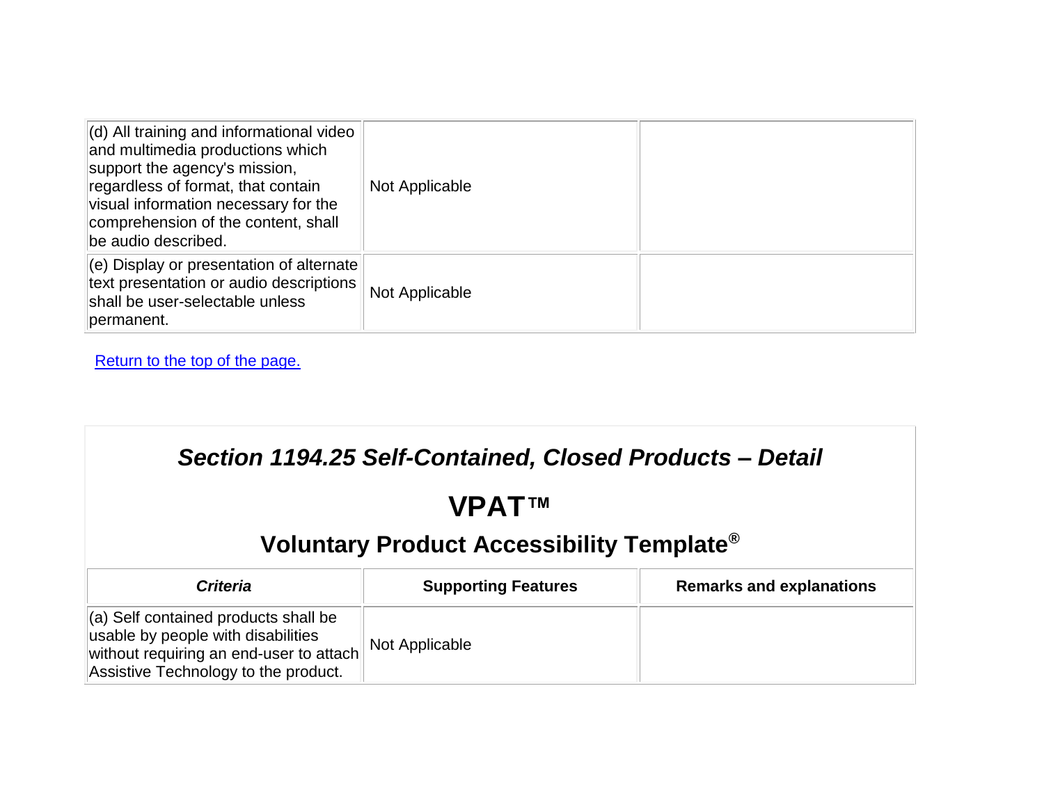| (d) All training and informational video and multimedia productions which support the agency's mission, regardless of format, that contain visual information necessary for the comprehension of the content, shall be audio described. | Not Applicable | |
| --- | --- | --- |
| (e) Display or presentation of alternate text presentation or audio descriptions shall be user-selectable unless permanent. | Not Applicable | |

Return to the top of the page.

## *Section 1194.25 Self-Contained, Closed Products – Detail*

# VPAT™

## Voluntary Product Accessibility Template®

| *Criteria* | Supporting Features | Remarks and explanations |
| --- | --- | --- |
| (a) Self contained products shall be usable by people with disabilities without requiring an end-user to attach Assistive Technology to the product. | Not Applicable | |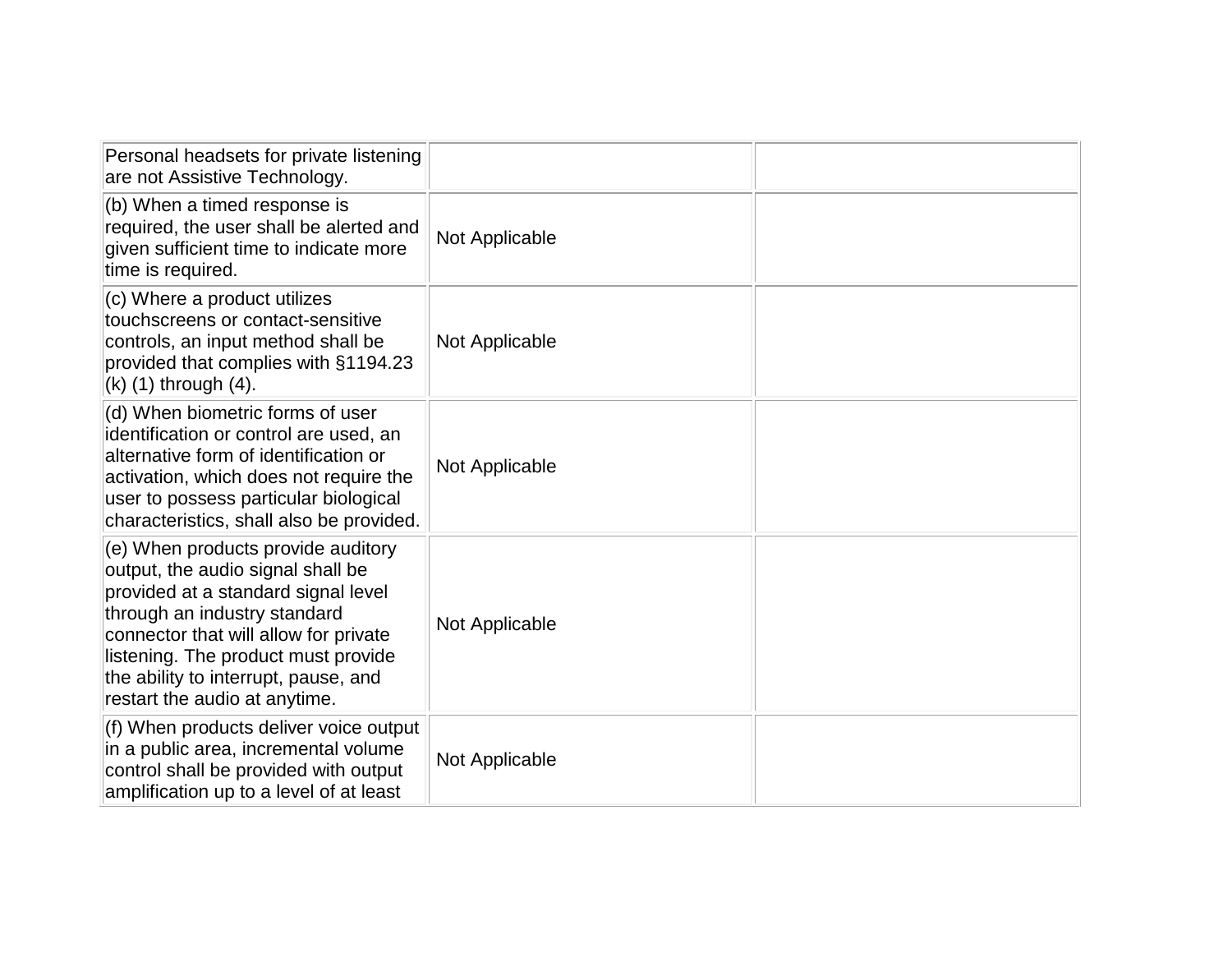| | | |
|---|---|---|
| Personal headsets for private listening are not Assistive Technology. | | |
| (b) When a timed response is required, the user shall be alerted and given sufficient time to indicate more time is required. | Not Applicable | |
| (c) Where a product utilizes touchscreens or contact-sensitive controls, an input method shall be provided that complies with §1194.23 (k) (1) through (4). | Not Applicable | |
| (d) When biometric forms of user identification or control are used, an alternative form of identification or activation, which does not require the user to possess particular biological characteristics, shall also be provided. | Not Applicable | |
| (e) When products provide auditory output, the audio signal shall be provided at a standard signal level through an industry standard connector that will allow for private listening. The product must provide the ability to interrupt, pause, and restart the audio at anytime. | Not Applicable | |
| (f) When products deliver voice output in a public area, incremental volume control shall be provided with output amplification up to a level of at least | Not Applicable | |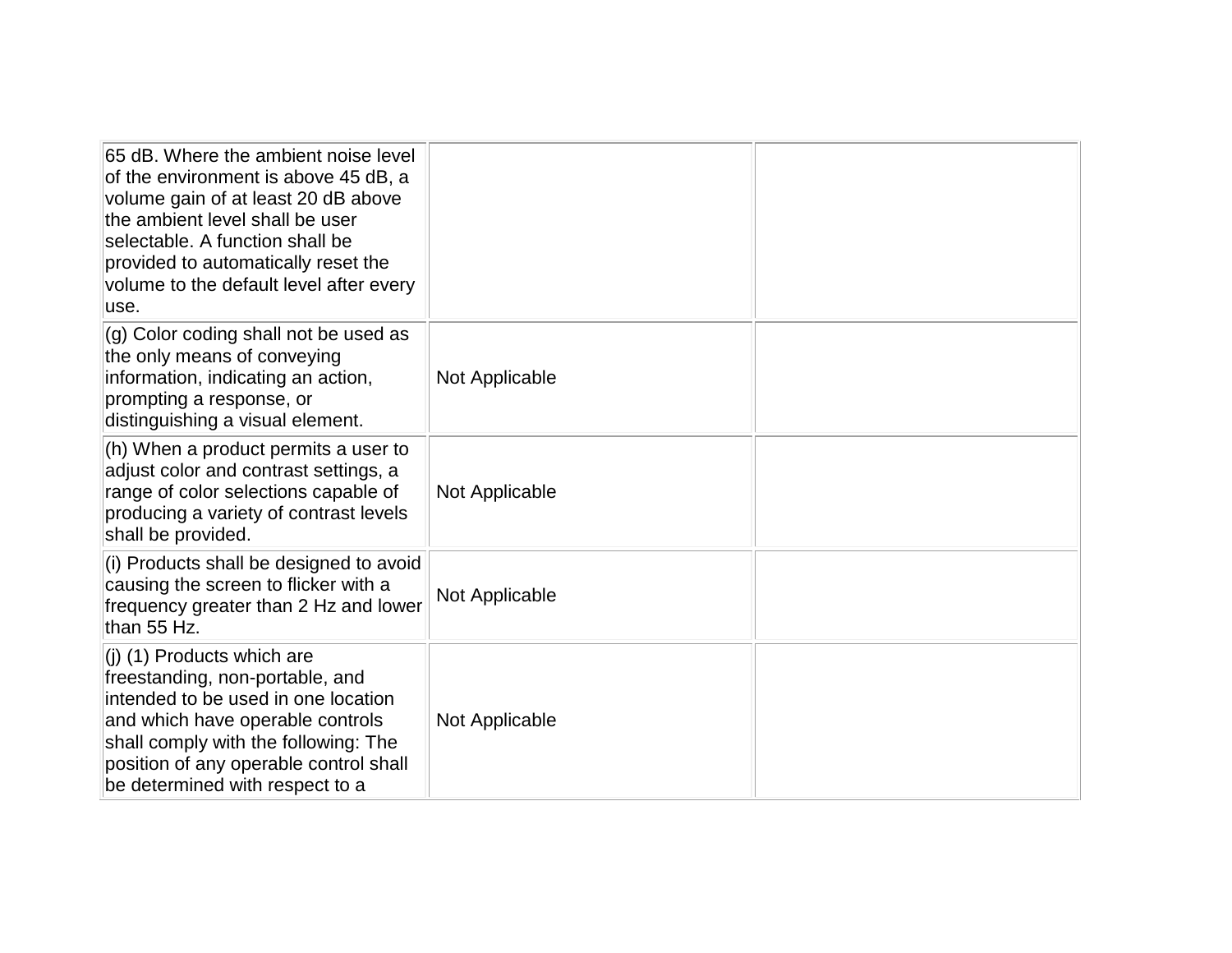| | | |
|---|---|---|
| 65 dB. Where the ambient noise level of the environment is above 45 dB, a volume gain of at least 20 dB above the ambient level shall be user selectable. A function shall be provided to automatically reset the volume to the default level after every use. | | |
| (g) Color coding shall not be used as the only means of conveying information, indicating an action, prompting a response, or distinguishing a visual element. | Not Applicable | |
| (h) When a product permits a user to adjust color and contrast settings, a range of color selections capable of producing a variety of contrast levels shall be provided. | Not Applicable | |
| (i) Products shall be designed to avoid causing the screen to flicker with a frequency greater than 2 Hz and lower than 55 Hz. | Not Applicable | |
| (j) (1) Products which are freestanding, non-portable, and intended to be used in one location and which have operable controls shall comply with the following: The position of any operable control shall be determined with respect to a | Not Applicable | |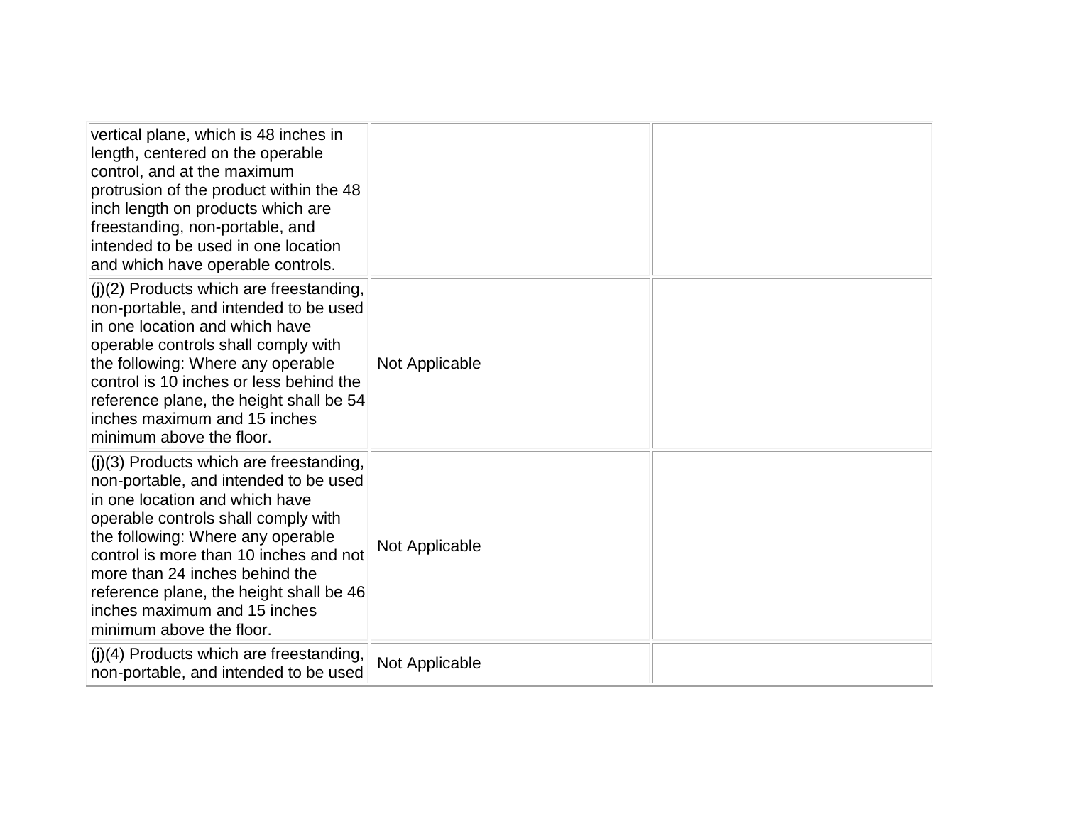| | | |
|---|---|---|
| vertical plane, which is 48 inches in length, centered on the operable control, and at the maximum protrusion of the product within the 48 inch length on products which are freestanding, non-portable, and intended to be used in one location and which have operable controls. | | |
| (j)(2) Products which are freestanding, non-portable, and intended to be used in one location and which have operable controls shall comply with the following: Where any operable control is 10 inches or less behind the reference plane, the height shall be 54 inches maximum and 15 inches minimum above the floor. | Not Applicable | |
| (j)(3) Products which are freestanding, non-portable, and intended to be used in one location and which have operable controls shall comply with the following: Where any operable control is more than 10 inches and not more than 24 inches behind the reference plane, the height shall be 46 inches maximum and 15 inches minimum above the floor. | Not Applicable | |
| (j)(4) Products which are freestanding, non-portable, and intended to be used | Not Applicable | |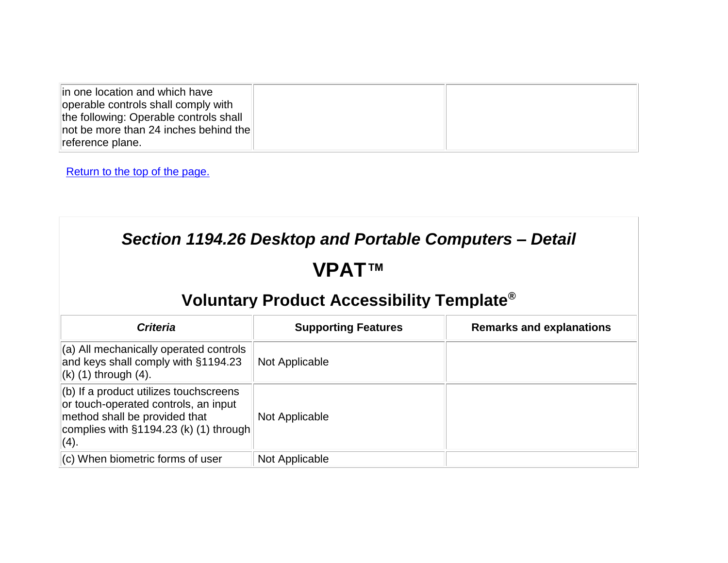| | | |
|---|---|---|
| in one location and which have operable controls shall comply with the following: Operable controls shall not be more than 24 inches behind the reference plane. | | |

Return to the top of the page.

## *Section 1194.26 Desktop and Portable Computers – Detail*

## VPAT™

### Voluntary Product Accessibility Template®

| *Criteria* | Supporting Features | Remarks and explanations |
|---|---|---|
| (a) All mechanically operated controls and keys shall comply with §1194.23 (k) (1) through (4). | Not Applicable | |
| (b) If a product utilizes touchscreens or touch-operated controls, an input method shall be provided that complies with §1194.23 (k) (1) through (4). | Not Applicable | |
| (c) When biometric forms of user | Not Applicable | |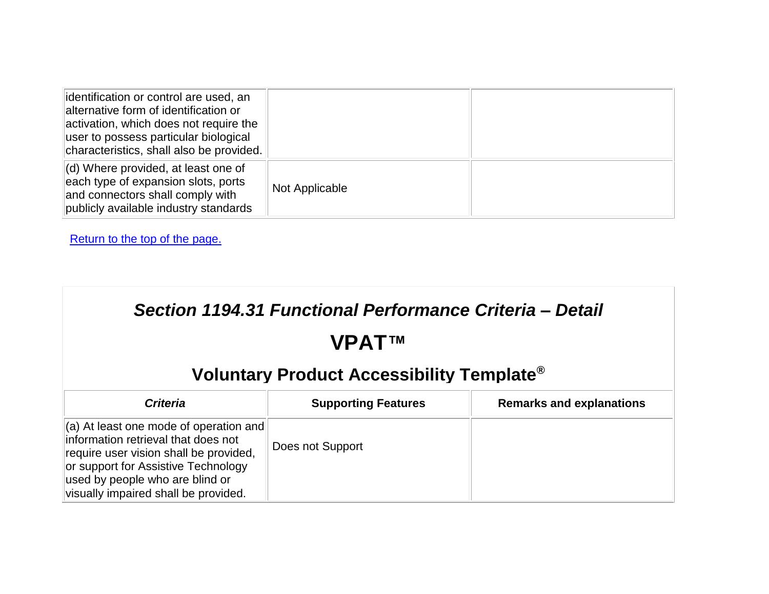| | | |
|---|---|---|
| identification or control are used, an alternative form of identification or activation, which does not require the user to possess particular biological characteristics, shall also be provided. | | |
| (d) Where provided, at least one of each type of expansion slots, ports and connectors shall comply with publicly available industry standards | Not Applicable | |

Return to the top of the page.

## *Section 1194.31 Functional Performance Criteria – Detail*

## VPAT™

### Voluntary Product Accessibility Template®

| *Criteria* | Supporting Features | Remarks and explanations |
|---|---|---|
| (a) At least one mode of operation and information retrieval that does not require user vision shall be provided, or support for Assistive Technology used by people who are blind or visually impaired shall be provided. | Does not Support | |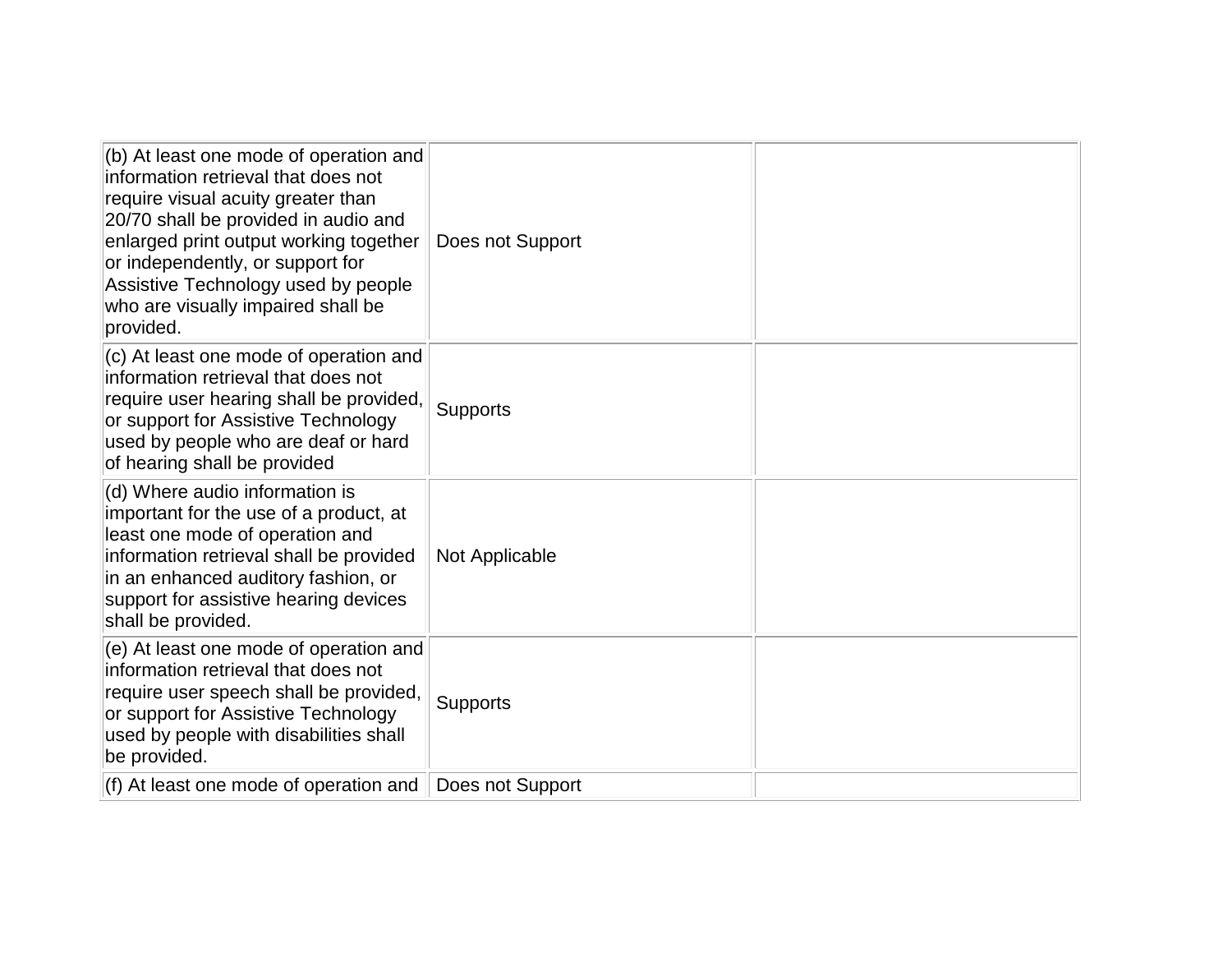| | | |
|---|---|---|
| (b) At least one mode of operation and information retrieval that does not require visual acuity greater than 20/70 shall be provided in audio and enlarged print output working together or independently, or support for Assistive Technology used by people who are visually impaired shall be provided. | Does not Support | |
| (c) At least one mode of operation and information retrieval that does not require user hearing shall be provided, or support for Assistive Technology used by people who are deaf or hard of hearing shall be provided | Supports | |
| (d) Where audio information is important for the use of a product, at least one mode of operation and information retrieval shall be provided in an enhanced auditory fashion, or support for assistive hearing devices shall be provided. | Not Applicable | |
| (e) At least one mode of operation and information retrieval that does not require user speech shall be provided, or support for Assistive Technology used by people with disabilities shall be provided. | Supports | |
| (f) At least one mode of operation and | Does not Support | |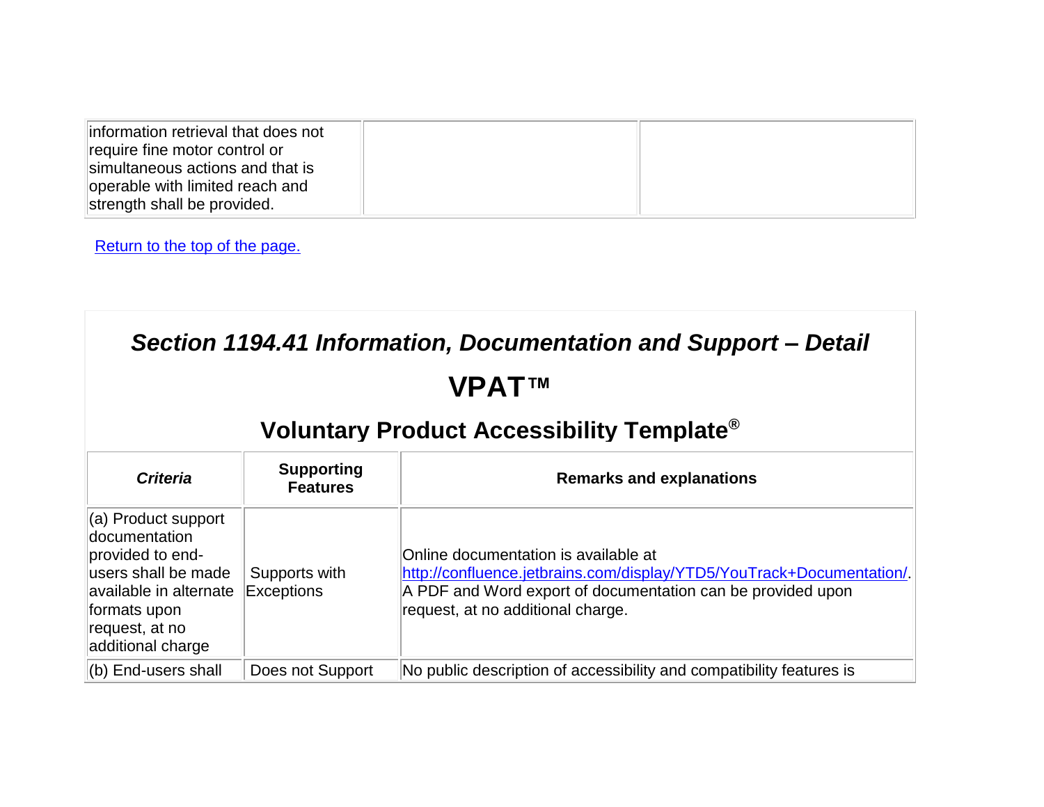| information retrieval that does not require fine motor control or simultaneous actions and that is operable with limited reach and strength shall be provided. | | |
|---|---|---|

Return to the top of the page.

# *Section 1194.41 Information, Documentation and Support – Detail*

## VPAT™

### Voluntary Product Accessibility Template®

| *Criteria* | Supporting Features | Remarks and explanations |
|---|---|---|
| (a) Product support documentation provided to end-users shall be made available in alternate formats upon request, at no additional charge | Supports with Exceptions | Online documentation is available at http://confluence.jetbrains.com/display/YTD5/YouTrack+Documentation/. A PDF and Word export of documentation can be provided upon request, at no additional charge. |
| (b) End-users shall | Does not Support | No public description of accessibility and compatibility features is |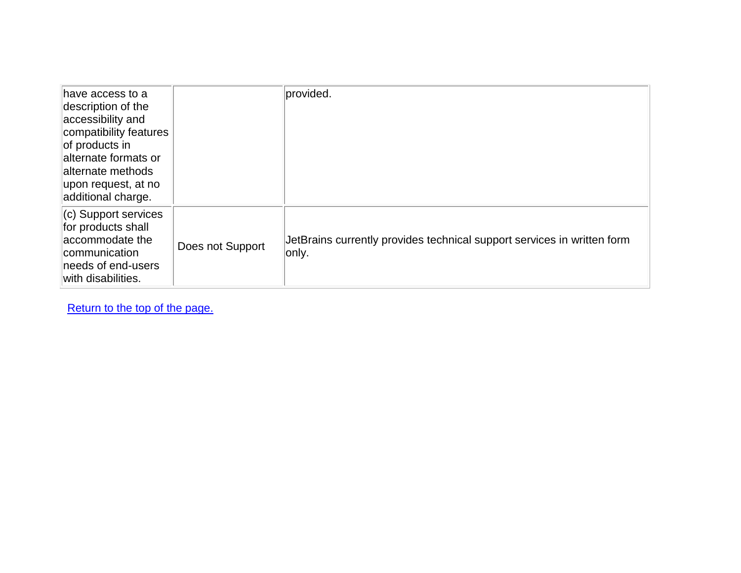| | | |
|---|---|---|
| have access to a description of the accessibility and compatibility features of products in alternate formats or alternate methods upon request, at no additional charge. | | provided. |
| (c) Support services for products shall accommodate the communication needs of end-users with disabilities. | Does not Support | JetBrains currently provides technical support services in written form only. |

[Return to the top of the page.]